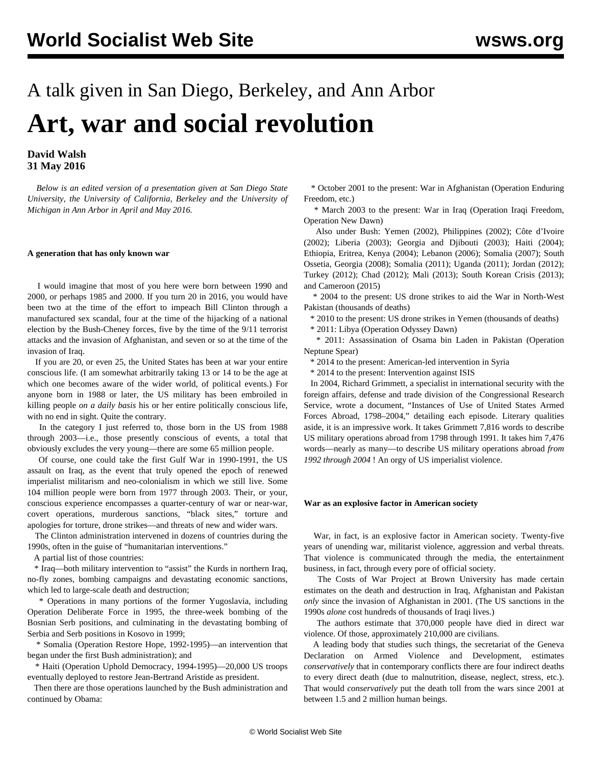A talk given in San Diego, Berkeley, and Ann Arbor

# Art, war and social revolution

**David Walsh**
**31 May 2016**

*Below is an edited version of a presentation given at San Diego State University, the University of California, Berkeley and the University of Michigan in Ann Arbor in April and May 2016.*

### A generation that has only known war

I would imagine that most of you here were born between 1990 and 2000, or perhaps 1985 and 2000. If you turn 20 in 2016, you would have been two at the time of the effort to impeach Bill Clinton through a manufactured sex scandal, four at the time of the hijacking of a national election by the Bush-Cheney forces, five by the time of the 9/11 terrorist attacks and the invasion of Afghanistan, and seven or so at the time of the invasion of Iraq.

If you are 20, or even 25, the United States has been at war your entire conscious life. (I am somewhat arbitrarily taking 13 or 14 to be the age at which one becomes aware of the wider world, of political events.) For anyone born in 1988 or later, the US military has been embroiled in killing people *on a daily basis* his or her entire politically conscious life, with no end in sight. Quite the contrary.

In the category I just referred to, those born in the US from 1988 through 2003—i.e., those presently conscious of events, a total that obviously excludes the very young—there are some 65 million people.

Of course, one could take the first Gulf War in 1990-1991, the US assault on Iraq, as the event that truly opened the epoch of renewed imperialist militarism and neo-colonialism in which we still live. Some 104 million people were born from 1977 through 2003. Their, or your, conscious experience encompasses a quarter-century of war or near-war, covert operations, murderous sanctions, "black sites," torture and apologies for torture, drone strikes—and threats of new and wider wars.

The Clinton administration intervened in dozens of countries during the 1990s, often in the guise of "humanitarian interventions."

A partial list of those countries:

* Iraq—both military intervention to "assist" the Kurds in northern Iraq, no-fly zones, bombing campaigns and devastating economic sanctions, which led to large-scale death and destruction;
* Operations in many portions of the former Yugoslavia, including Operation Deliberate Force in 1995, the three-week bombing of the Bosnian Serb positions, and culminating in the devastating bombing of Serbia and Serb positions in Kosovo in 1999;
* Somalia (Operation Restore Hope, 1992-1995)—an intervention that began under the first Bush administration); and
* Haiti (Operation Uphold Democracy, 1994-1995)—20,000 US troops eventually deployed to restore Jean-Bertrand Aristide as president.

Then there are those operations launched by the Bush administration and continued by Obama:

* October 2001 to the present: War in Afghanistan (Operation Enduring Freedom, etc.)
* March 2003 to the present: War in Iraq (Operation Iraqi Freedom, Operation New Dawn)

Also under Bush: Yemen (2002), Philippines (2002); Côte d'Ivoire (2002); Liberia (2003); Georgia and Djibouti (2003); Haiti (2004); Ethiopia, Eritrea, Kenya (2004); Lebanon (2006); Somalia (2007); South Ossetia, Georgia (2008); Somalia (2011); Uganda (2011); Jordan (2012); Turkey (2012); Chad (2012); Mali (2013); South Korean Crisis (2013); and Cameroon (2015)

* 2004 to the present: US drone strikes to aid the War in North-West Pakistan (thousands of deaths)
* 2010 to the present: US drone strikes in Yemen (thousands of deaths)
* 2011: Libya (Operation Odyssey Dawn)
* 2011: Assassination of Osama bin Laden in Pakistan (Operation Neptune Spear)
* 2014 to the present: American-led intervention in Syria
* 2014 to the present: Intervention against ISIS

In 2004, Richard Grimmett, a specialist in international security with the foreign affairs, defense and trade division of the Congressional Research Service, wrote a document, "Instances of Use of United States Armed Forces Abroad, 1798–2004," detailing each episode. Literary qualities aside, it is an impressive work. It takes Grimmett 7,816 words to describe US military operations abroad from 1798 through 1991. It takes him 7,476 words—nearly as many—to describe US military operations abroad *from 1992 through 2004* ! An orgy of US imperialist violence.

### War as an explosive factor in American society

War, in fact, is an explosive factor in American society. Twenty-five years of unending war, militarist violence, aggression and verbal threats. That violence is communicated through the media, the entertainment business, in fact, through every pore of official society.

The Costs of War Project at Brown University has made certain estimates on the death and destruction in Iraq, Afghanistan and Pakistan *only* since the invasion of Afghanistan in 2001. (The US sanctions in the 1990s *alone* cost hundreds of thousands of Iraqi lives.)

The authors estimate that 370,000 people have died in direct war violence. Of those, approximately 210,000 are civilians.

A leading body that studies such things, the secretariat of the Geneva Declaration on Armed Violence and Development, estimates *conservatively* that in contemporary conflicts there are four indirect deaths to every direct death (due to malnutrition, disease, neglect, stress, etc.). That would *conservatively* put the death toll from the wars since 2001 at between 1.5 and 2 million human beings.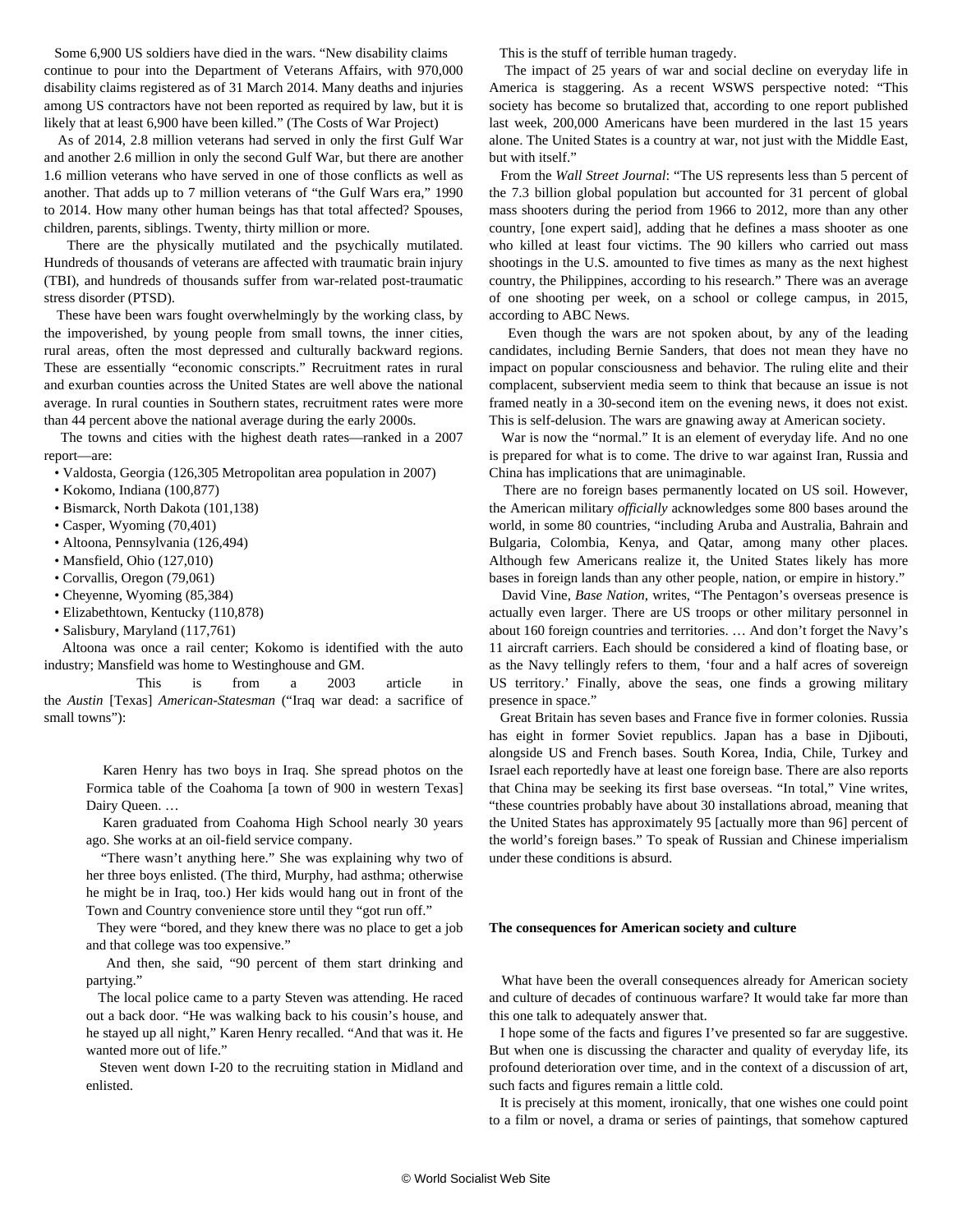Some 6,900 US soldiers have died in the wars. "New disability claims continue to pour into the Department of Veterans Affairs, with 970,000 disability claims registered as of 31 March 2014. Many deaths and injuries among US contractors have not been reported as required by law, but it is likely that at least 6,900 have been killed." (The Costs of War Project)

As of 2014, 2.8 million veterans had served in only the first Gulf War and another 2.6 million in only the second Gulf War, but there are another 1.6 million veterans who have served in one of those conflicts as well as another. That adds up to 7 million veterans of "the Gulf Wars era," 1990 to 2014. How many other human beings has that total affected? Spouses, children, parents, siblings. Twenty, thirty million or more.

There are the physically mutilated and the psychically mutilated. Hundreds of thousands of veterans are affected with traumatic brain injury (TBI), and hundreds of thousands suffer from war-related post-traumatic stress disorder (PTSD).

These have been wars fought overwhelmingly by the working class, by the impoverished, by young people from small towns, the inner cities, rural areas, often the most depressed and culturally backward regions. These are essentially "economic conscripts." Recruitment rates in rural and exurban counties across the United States are well above the national average. In rural counties in Southern states, recruitment rates were more than 44 percent above the national average during the early 2000s.

The towns and cities with the highest death rates—ranked in a 2007 report—are:

- Valdosta, Georgia (126,305 Metropolitan area population in 2007)
- Kokomo, Indiana (100,877)
- Bismarck, North Dakota (101,138)
- Casper, Wyoming (70,401)
- Altoona, Pennsylvania (126,494)
- Mansfield, Ohio (127,010)
- Corvallis, Oregon (79,061)
- Cheyenne, Wyoming (85,384)
- Elizabethtown, Kentucky (110,878)
- Salisbury, Maryland (117,761)

Altoona was once a rail center; Kokomo is identified with the auto industry; Mansfield was home to Westinghouse and GM.

This is from a 2003 article in the *Austin* [Texas] *American-Statesman* ("Iraq war dead: a sacrifice of small towns"):

> Karen Henry has two boys in Iraq. She spread photos on the Formica table of the Coahoma [a town of 900 in western Texas] Dairy Queen. …
>
> Karen graduated from Coahoma High School nearly 30 years ago. She works at an oil-field service company.
>
> "There wasn't anything here." She was explaining why two of her three boys enlisted. (The third, Murphy, had asthma; otherwise he might be in Iraq, too.) Her kids would hang out in front of the Town and Country convenience store until they "got run off."
>
> They were "bored, and they knew there was no place to get a job and that college was too expensive."
>
> And then, she said, "90 percent of them start drinking and partying."
>
> The local police came to a party Steven was attending. He raced out a back door. "He was walking back to his cousin's house, and he stayed up all night," Karen Henry recalled. "And that was it. He wanted more out of life."
>
> Steven went down I-20 to the recruiting station in Midland and enlisted.

This is the stuff of terrible human tragedy.

The impact of 25 years of war and social decline on everyday life in America is staggering. As a recent WSWS perspective noted: "This society has become so brutalized that, according to one report published last week, 200,000 Americans have been murdered in the last 15 years alone. The United States is a country at war, not just with the Middle East, but with itself."

From the *Wall Street Journal*: "The US represents less than 5 percent of the 7.3 billion global population but accounted for 31 percent of global mass shooters during the period from 1966 to 2012, more than any other country, [one expert said], adding that he defines a mass shooter as one who killed at least four victims. The 90 killers who carried out mass shootings in the U.S. amounted to five times as many as the next highest country, the Philippines, according to his research." There was an average of one shooting per week, on a school or college campus, in 2015, according to ABC News.

Even though the wars are not spoken about, by any of the leading candidates, including Bernie Sanders, that does not mean they have no impact on popular consciousness and behavior. The ruling elite and their complacent, subservient media seem to think that because an issue is not framed neatly in a 30-second item on the evening news, it does not exist. This is self-delusion. The wars are gnawing away at American society.

War is now the "normal." It is an element of everyday life. And no one is prepared for what is to come. The drive to war against Iran, Russia and China has implications that are unimaginable.

There are no foreign bases permanently located on US soil. However, the American military *officially* acknowledges some 800 bases around the world, in some 80 countries, "including Aruba and Australia, Bahrain and Bulgaria, Colombia, Kenya, and Qatar, among many other places. Although few Americans realize it, the United States likely has more bases in foreign lands than any other people, nation, or empire in history."

David Vine, *Base Nation*, writes, "The Pentagon's overseas presence is actually even larger. There are US troops or other military personnel in about 160 foreign countries and territories. … And don't forget the Navy's 11 aircraft carriers. Each should be considered a kind of floating base, or as the Navy tellingly refers to them, 'four and a half acres of sovereign US territory.' Finally, above the seas, one finds a growing military presence in space."

Great Britain has seven bases and France five in former colonies. Russia has eight in former Soviet republics. Japan has a base in Djibouti, alongside US and French bases. South Korea, India, Chile, Turkey and Israel each reportedly have at least one foreign base. There are also reports that China may be seeking its first base overseas. "In total," Vine writes, "these countries probably have about 30 installations abroad, meaning that the United States has approximately 95 [actually more than 96] percent of the world's foreign bases." To speak of Russian and Chinese imperialism under these conditions is absurd.

**The consequences for American society and culture**

What have been the overall consequences already for American society and culture of decades of continuous warfare? It would take far more than this one talk to adequately answer that.

I hope some of the facts and figures I've presented so far are suggestive. But when one is discussing the character and quality of everyday life, its profound deterioration over time, and in the context of a discussion of art, such facts and figures remain a little cold.

It is precisely at this moment, ironically, that one wishes one could point to a film or novel, a drama or series of paintings, that somehow captured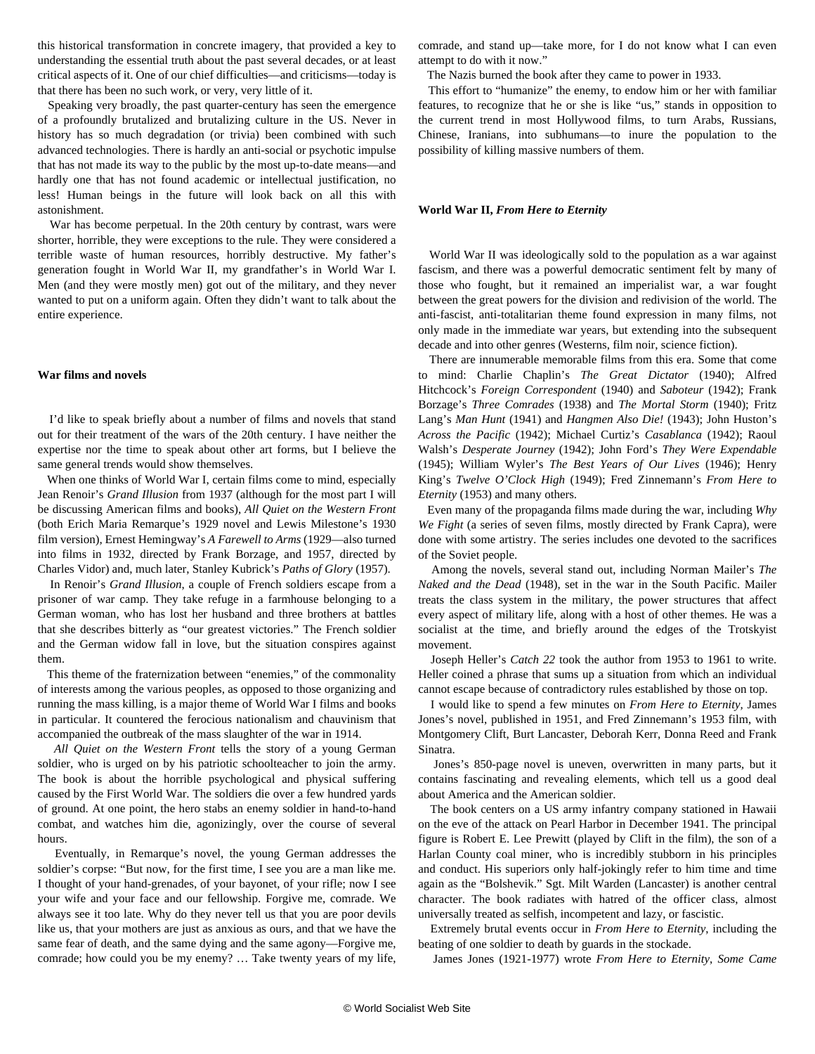this historical transformation in concrete imagery, that provided a key to understanding the essential truth about the past several decades, or at least critical aspects of it. One of our chief difficulties—and criticisms—today is that there has been no such work, or very, very little of it.

Speaking very broadly, the past quarter-century has seen the emergence of a profoundly brutalized and brutalizing culture in the US. Never in history has so much degradation (or trivia) been combined with such advanced technologies. There is hardly an anti-social or psychotic impulse that has not made its way to the public by the most up-to-date means—and hardly one that has not found academic or intellectual justification, no less! Human beings in the future will look back on all this with astonishment.

War has become perpetual. In the 20th century by contrast, wars were shorter, horrible, they were exceptions to the rule. They were considered a terrible waste of human resources, horribly destructive. My father's generation fought in World War II, my grandfather's in World War I. Men (and they were mostly men) got out of the military, and they never wanted to put on a uniform again. Often they didn't want to talk about the entire experience.

**War films and novels**

I'd like to speak briefly about a number of films and novels that stand out for their treatment of the wars of the 20th century. I have neither the expertise nor the time to speak about other art forms, but I believe the same general trends would show themselves.

When one thinks of World War I, certain films come to mind, especially Jean Renoir's *Grand Illusion* from 1937 (although for the most part I will be discussing American films and books), *All Quiet on the Western Front* (both Erich Maria Remarque's 1929 novel and Lewis Milestone's 1930 film version), Ernest Hemingway's *A Farewell to Arms* (1929—also turned into films in 1932, directed by Frank Borzage, and 1957, directed by Charles Vidor) and, much later, Stanley Kubrick's *Paths of Glory* (1957).

In Renoir's *Grand Illusion*, a couple of French soldiers escape from a prisoner of war camp. They take refuge in a farmhouse belonging to a German woman, who has lost her husband and three brothers at battles that she describes bitterly as "our greatest victories." The French soldier and the German widow fall in love, but the situation conspires against them.

This theme of the fraternization between "enemies," of the commonality of interests among the various peoples, as opposed to those organizing and running the mass killing, is a major theme of World War I films and books in particular. It countered the ferocious nationalism and chauvinism that accompanied the outbreak of the mass slaughter of the war in 1914.

*All Quiet on the Western Front* tells the story of a young German soldier, who is urged on by his patriotic schoolteacher to join the army. The book is about the horrible psychological and physical suffering caused by the First World War. The soldiers die over a few hundred yards of ground. At one point, the hero stabs an enemy soldier in hand-to-hand combat, and watches him die, agonizingly, over the course of several hours.

Eventually, in Remarque's novel, the young German addresses the soldier's corpse: "But now, for the first time, I see you are a man like me. I thought of your hand-grenades, of your bayonet, of your rifle; now I see your wife and your face and our fellowship. Forgive me, comrade. We always see it too late. Why do they never tell us that you are poor devils like us, that your mothers are just as anxious as ours, and that we have the same fear of death, and the same dying and the same agony—Forgive me, comrade; how could you be my enemy? … Take twenty years of my life, comrade, and stand up—take more, for I do not know what I can even attempt to do with it now."

The Nazis burned the book after they came to power in 1933.

This effort to "humanize" the enemy, to endow him or her with familiar features, to recognize that he or she is like "us," stands in opposition to the current trend in most Hollywood films, to turn Arabs, Russians, Chinese, Iranians, into subhumans—to inure the population to the possibility of killing massive numbers of them.

**World War II, *From Here to Eternity***

World War II was ideologically sold to the population as a war against fascism, and there was a powerful democratic sentiment felt by many of those who fought, but it remained an imperialist war, a war fought between the great powers for the division and redivision of the world. The anti-fascist, anti-totalitarian theme found expression in many films, not only made in the immediate war years, but extending into the subsequent decade and into other genres (Westerns, film noir, science fiction).

There are innumerable memorable films from this era. Some that come to mind: Charlie Chaplin's *The Great Dictator* (1940); Alfred Hitchcock's *Foreign Correspondent* (1940) and *Saboteur* (1942); Frank Borzage's *Three Comrades* (1938) and *The Mortal Storm* (1940); Fritz Lang's *Man Hunt* (1941) and *Hangmen Also Die!* (1943); John Huston's *Across the Pacific* (1942); Michael Curtiz's *Casablanca* (1942); Raoul Walsh's *Desperate Journey* (1942); John Ford's *They Were Expendable* (1945); William Wyler's *The Best Years of Our Lives* (1946); Henry King's *Twelve O'Clock High* (1949); Fred Zinnemann's *From Here to Eternity* (1953) and many others.

Even many of the propaganda films made during the war, including *Why We Fight* (a series of seven films, mostly directed by Frank Capra), were done with some artistry. The series includes one devoted to the sacrifices of the Soviet people.

Among the novels, several stand out, including Norman Mailer's *The Naked and the Dead* (1948), set in the war in the South Pacific. Mailer treats the class system in the military, the power structures that affect every aspect of military life, along with a host of other themes. He was a socialist at the time, and briefly around the edges of the Trotskyist movement.

Joseph Heller's *Catch 22* took the author from 1953 to 1961 to write. Heller coined a phrase that sums up a situation from which an individual cannot escape because of contradictory rules established by those on top.

I would like to spend a few minutes on *From Here to Eternity*, James Jones's novel, published in 1951, and Fred Zinnemann's 1953 film, with Montgomery Clift, Burt Lancaster, Deborah Kerr, Donna Reed and Frank Sinatra.

Jones's 850-page novel is uneven, overwritten in many parts, but it contains fascinating and revealing elements, which tell us a good deal about America and the American soldier.

The book centers on a US army infantry company stationed in Hawaii on the eve of the attack on Pearl Harbor in December 1941. The principal figure is Robert E. Lee Prewitt (played by Clift in the film), the son of a Harlan County coal miner, who is incredibly stubborn in his principles and conduct. His superiors only half-jokingly refer to him time and time again as the "Bolshevik." Sgt. Milt Warden (Lancaster) is another central character. The book radiates with hatred of the officer class, almost universally treated as selfish, incompetent and lazy, or fascistic.

Extremely brutal events occur in *From Here to Eternity*, including the beating of one soldier to death by guards in the stockade.

James Jones (1921-1977) wrote *From Here to Eternity*, *Some Came*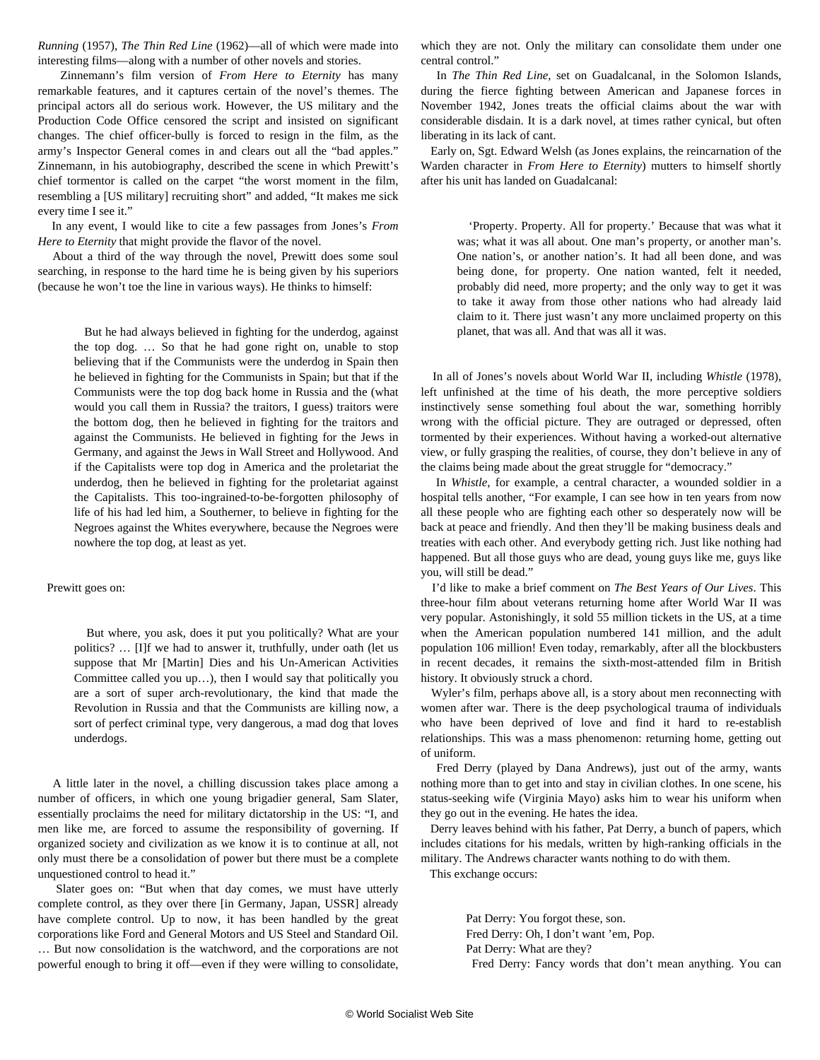*Running* (1957), *The Thin Red Line* (1962)—all of which were made into interesting films—along with a number of other novels and stories.

Zinnemann's film version of *From Here to Eternity* has many remarkable features, and it captures certain of the novel's themes. The principal actors all do serious work. However, the US military and the Production Code Office censored the script and insisted on significant changes. The chief officer-bully is forced to resign in the film, as the army's Inspector General comes in and clears out all the "bad apples." Zinnemann, in his autobiography, described the scene in which Prewitt's chief tormentor is called on the carpet "the worst moment in the film, resembling a [US military] recruiting short" and added, "It makes me sick every time I see it."

In any event, I would like to cite a few passages from Jones's *From Here to Eternity* that might provide the flavor of the novel.

About a third of the way through the novel, Prewitt does some soul searching, in response to the hard time he is being given by his superiors (because he won't toe the line in various ways). He thinks to himself:

> But he had always believed in fighting for the underdog, against the top dog. … So that he had gone right on, unable to stop believing that if the Communists were the underdog in Spain then he believed in fighting for the Communists in Spain; but that if the Communists were the top dog back home in Russia and the (what would you call them in Russia? the traitors, I guess) traitors were the bottom dog, then he believed in fighting for the traitors and against the Communists. He believed in fighting for the Jews in Germany, and against the Jews in Wall Street and Hollywood. And if the Capitalists were top dog in America and the proletariat the underdog, then he believed in fighting for the proletariat against the Capitalists. This too-ingrained-to-be-forgotten philosophy of life of his had led him, a Southerner, to believe in fighting for the Negroes against the Whites everywhere, because the Negroes were nowhere the top dog, at least as yet.

Prewitt goes on:

> But where, you ask, does it put you politically? What are your politics? … [I]f we had to answer it, truthfully, under oath (let us suppose that Mr [Martin] Dies and his Un-American Activities Committee called you up…), then I would say that politically you are a sort of super arch-revolutionary, the kind that made the Revolution in Russia and that the Communists are killing now, a sort of perfect criminal type, very dangerous, a mad dog that loves underdogs.

A little later in the novel, a chilling discussion takes place among a number of officers, in which one young brigadier general, Sam Slater, essentially proclaims the need for military dictatorship in the US: "I, and men like me, are forced to assume the responsibility of governing. If organized society and civilization as we know it is to continue at all, not only must there be a consolidation of power but there must be a complete unquestioned control to head it."

Slater goes on: "But when that day comes, we must have utterly complete control, as they over there [in Germany, Japan, USSR] already have complete control. Up to now, it has been handled by the great corporations like Ford and General Motors and US Steel and Standard Oil. … But now consolidation is the watchword, and the corporations are not powerful enough to bring it off—even if they were willing to consolidate, which they are not. Only the military can consolidate them under one central control."

In *The Thin Red Line*, set on Guadalcanal, in the Solomon Islands, during the fierce fighting between American and Japanese forces in November 1942, Jones treats the official claims about the war with considerable disdain. It is a dark novel, at times rather cynical, but often liberating in its lack of cant.

Early on, Sgt. Edward Welsh (as Jones explains, the reincarnation of the Warden character in *From Here to Eternity*) mutters to himself shortly after his unit has landed on Guadalcanal:

> 'Property. Property. All for property.' Because that was what it was; what it was all about. One man's property, or another man's. One nation's, or another nation's. It had all been done, and was being done, for property. One nation wanted, felt it needed, probably did need, more property; and the only way to get it was to take it away from those other nations who had already laid claim to it. There just wasn't any more unclaimed property on this planet, that was all. And that was all it was.

In all of Jones's novels about World War II, including *Whistle* (1978), left unfinished at the time of his death, the more perceptive soldiers instinctively sense something foul about the war, something horribly wrong with the official picture. They are outraged or depressed, often tormented by their experiences. Without having a worked-out alternative view, or fully grasping the realities, of course, they don't believe in any of the claims being made about the great struggle for "democracy."

In *Whistle*, for example, a central character, a wounded soldier in a hospital tells another, "For example, I can see how in ten years from now all these people who are fighting each other so desperately now will be back at peace and friendly. And then they'll be making business deals and treaties with each other. And everybody getting rich. Just like nothing had happened. But all those guys who are dead, young guys like me, guys like you, will still be dead."

I'd like to make a brief comment on *The Best Years of Our Lives*. This three-hour film about veterans returning home after World War II was very popular. Astonishingly, it sold 55 million tickets in the US, at a time when the American population numbered 141 million, and the adult population 106 million! Even today, remarkably, after all the blockbusters in recent decades, it remains the sixth-most-attended film in British history. It obviously struck a chord.

Wyler's film, perhaps above all, is a story about men reconnecting with women after war. There is the deep psychological trauma of individuals who have been deprived of love and find it hard to re-establish relationships. This was a mass phenomenon: returning home, getting out of uniform.

Fred Derry (played by Dana Andrews), just out of the army, wants nothing more than to get into and stay in civilian clothes. In one scene, his status-seeking wife (Virginia Mayo) asks him to wear his uniform when they go out in the evening. He hates the idea.

Derry leaves behind with his father, Pat Derry, a bunch of papers, which includes citations for his medals, written by high-ranking officials in the military. The Andrews character wants nothing to do with them.

This exchange occurs:

> Pat Derry: You forgot these, son.
> Fred Derry: Oh, I don't want 'em, Pop.
> Pat Derry: What are they?
> Fred Derry: Fancy words that don't mean anything. You can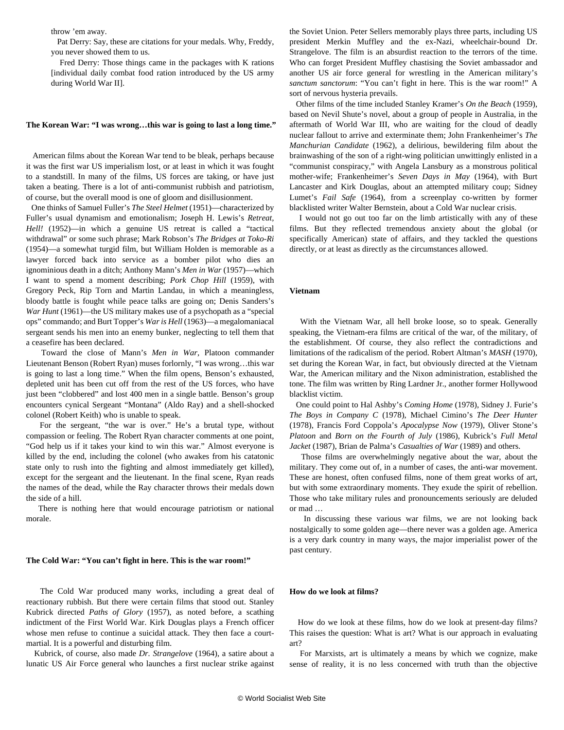throw 'em away.

Pat Derry: Say, these are citations for your medals. Why, Freddy, you never showed them to us.

Fred Derry: Those things came in the packages with K rations [individual daily combat food ration introduced by the US army during World War II].

**The Korean War: "I was wrong…this war is going to last a long time."**

American films about the Korean War tend to be bleak, perhaps because it was the first war US imperialism lost, or at least in which it was fought to a standstill. In many of the films, US forces are taking, or have just taken a beating. There is a lot of anti-communist rubbish and patriotism, of course, but the overall mood is one of gloom and disillusionment.

One thinks of Samuel Fuller's *The Steel Helmet* (1951)—characterized by Fuller's usual dynamism and emotionalism; Joseph H. Lewis's *Retreat, Hell!* (1952)—in which a genuine US retreat is called a "tactical withdrawal" or some such phrase; Mark Robson's *The Bridges at Toko-Ri* (1954)—a somewhat turgid film, but William Holden is memorable as a lawyer forced back into service as a bomber pilot who dies an ignominious death in a ditch; Anthony Mann's *Men in War* (1957)—which I want to spend a moment describing; *Pork Chop Hill* (1959), with Gregory Peck, Rip Torn and Martin Landau, in which a meaningless, bloody battle is fought while peace talks are going on; Denis Sanders's *War Hunt* (1961)—the US military makes use of a psychopath as a "special ops" commando; and Burt Topper's *War is Hell* (1963)—a megalomaniacal sergeant sends his men into an enemy bunker, neglecting to tell them that a ceasefire has been declared.

Toward the close of Mann's *Men in War*, Platoon commander Lieutenant Benson (Robert Ryan) muses forlornly, "I was wrong…this war is going to last a long time." When the film opens, Benson's exhausted, depleted unit has been cut off from the rest of the US forces, who have just been "clobbered" and lost 400 men in a single battle. Benson's group encounters cynical Sergeant "Montana" (Aldo Ray) and a shell-shocked colonel (Robert Keith) who is unable to speak.

For the sergeant, "the war is over." He's a brutal type, without compassion or feeling. The Robert Ryan character comments at one point, "God help us if it takes your kind to win this war." Almost everyone is killed by the end, including the colonel (who awakes from his catatonic state only to rush into the fighting and almost immediately get killed), except for the sergeant and the lieutenant. In the final scene, Ryan reads the names of the dead, while the Ray character throws their medals down the side of a hill.

There is nothing here that would encourage patriotism or national morale.

**The Cold War: "You can't fight in here. This is the war room!"**

The Cold War produced many works, including a great deal of reactionary rubbish. But there were certain films that stood out. Stanley Kubrick directed *Paths of Glory* (1957), as noted before, a scathing indictment of the First World War. Kirk Douglas plays a French officer whose men refuse to continue a suicidal attack. They then face a court-martial. It is a powerful and disturbing film.

Kubrick, of course, also made *Dr. Strangelove* (1964), a satire about a lunatic US Air Force general who launches a first nuclear strike against the Soviet Union. Peter Sellers memorably plays three parts, including US president Merkin Muffley and the ex-Nazi, wheelchair-bound Dr. Strangelove. The film is an absurdist reaction to the terrors of the time. Who can forget President Muffley chastising the Soviet ambassador and another US air force general for wrestling in the American military's *sanctum sanctorum*: "You can't fight in here. This is the war room!" A sort of nervous hysteria prevails.

Other films of the time included Stanley Kramer's *On the Beach* (1959), based on Nevil Shute's novel, about a group of people in Australia, in the aftermath of World War III, who are waiting for the cloud of deadly nuclear fallout to arrive and exterminate them; John Frankenheimer's *The Manchurian Candidate* (1962), a delirious, bewildering film about the brainwashing of the son of a right-wing politician unwittingly enlisted in a "communist conspiracy," with Angela Lansbury as a monstrous political mother-wife; Frankenheimer's *Seven Days in May* (1964), with Burt Lancaster and Kirk Douglas, about an attempted military coup; Sidney Lumet's *Fail Safe* (1964), from a screenplay co-written by former blacklisted writer Walter Bernstein, about a Cold War nuclear crisis.

I would not go out too far on the limb artistically with any of these films. But they reflected tremendous anxiety about the global (or specifically American) state of affairs, and they tackled the questions directly, or at least as directly as the circumstances allowed.

**Vietnam**

With the Vietnam War, all hell broke loose, so to speak. Generally speaking, the Vietnam-era films are critical of the war, of the military, of the establishment. Of course, they also reflect the contradictions and limitations of the radicalism of the period. Robert Altman's *MASH* (1970), set during the Korean War, in fact, but obviously directed at the Vietnam War, the American military and the Nixon administration, established the tone. The film was written by Ring Lardner Jr., another former Hollywood blacklist victim.

One could point to Hal Ashby's *Coming Home* (1978), Sidney J. Furie's *The Boys in Company C* (1978), Michael Cimino's *The Deer Hunter* (1978), Francis Ford Coppola's *Apocalypse Now* (1979), Oliver Stone's *Platoon* and *Born on the Fourth of July* (1986), Kubrick's *Full Metal Jacket* (1987), Brian de Palma's *Casualties of War* (1989) and others.

Those films are overwhelmingly negative about the war, about the military. They come out of, in a number of cases, the anti-war movement. These are honest, often confused films, none of them great works of art, but with some extraordinary moments. They exude the spirit of rebellion. Those who take military rules and pronouncements seriously are deluded or mad …

In discussing these various war films, we are not looking back nostalgically to some golden age—there never was a golden age. America is a very dark country in many ways, the major imperialist power of the past century.

**How do we look at films?**

How do we look at these films, how do we look at present-day films? This raises the question: What is art? What is our approach in evaluating art?

For Marxists, art is ultimately a means by which we cognize, make sense of reality, it is no less concerned with truth than the objective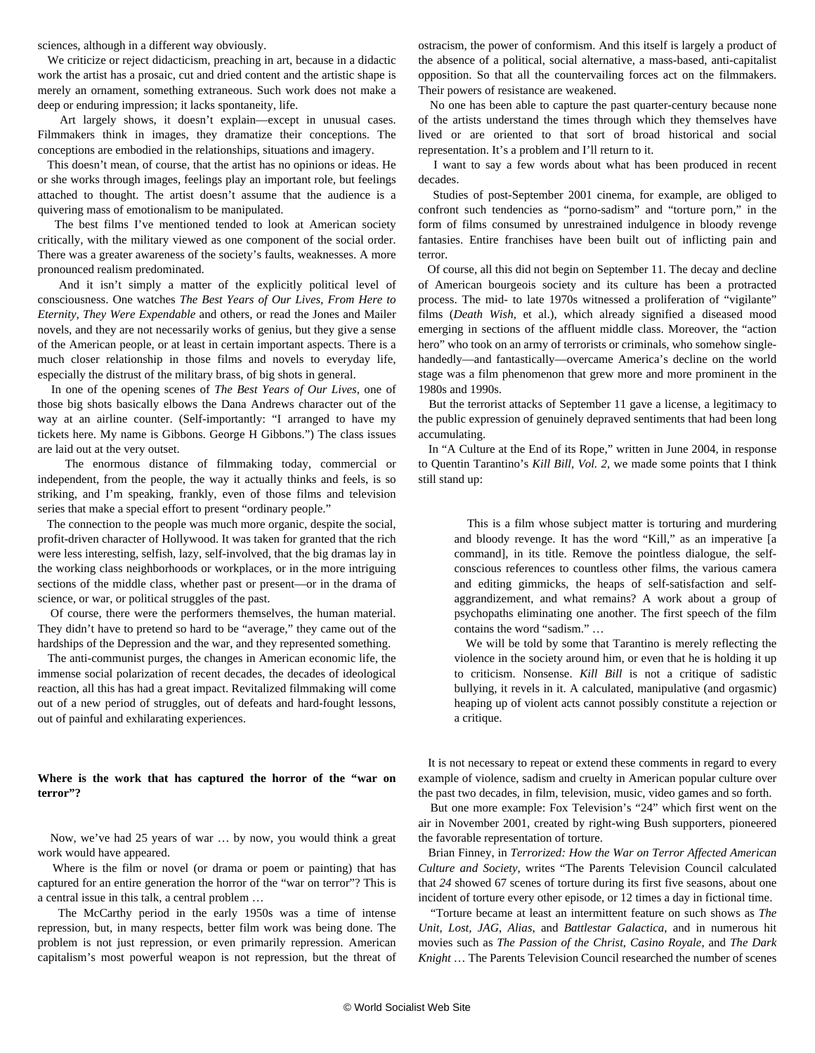sciences, although in a different way obviously.

We criticize or reject didacticism, preaching in art, because in a didactic work the artist has a prosaic, cut and dried content and the artistic shape is merely an ornament, something extraneous. Such work does not make a deep or enduring impression; it lacks spontaneity, life.

Art largely shows, it doesn't explain—except in unusual cases. Filmmakers think in images, they dramatize their conceptions. The conceptions are embodied in the relationships, situations and imagery.

This doesn't mean, of course, that the artist has no opinions or ideas. He or she works through images, feelings play an important role, but feelings attached to thought. The artist doesn't assume that the audience is a quivering mass of emotionalism to be manipulated.

The best films I've mentioned tended to look at American society critically, with the military viewed as one component of the social order. There was a greater awareness of the society's faults, weaknesses. A more pronounced realism predominated.

And it isn't simply a matter of the explicitly political level of consciousness. One watches *The Best Years of Our Lives*, *From Here to Eternity*, *They Were Expendable* and others, or read the Jones and Mailer novels, and they are not necessarily works of genius, but they give a sense of the American people, or at least in certain important aspects. There is a much closer relationship in those films and novels to everyday life, especially the distrust of the military brass, of big shots in general.

In one of the opening scenes of *The Best Years of Our Lives*, one of those big shots basically elbows the Dana Andrews character out of the way at an airline counter. (Self-importantly: "I arranged to have my tickets here. My name is Gibbons. George H Gibbons.") The class issues are laid out at the very outset.

The enormous distance of filmmaking today, commercial or independent, from the people, the way it actually thinks and feels, is so striking, and I'm speaking, frankly, even of those films and television series that make a special effort to present "ordinary people."

The connection to the people was much more organic, despite the social, profit-driven character of Hollywood. It was taken for granted that the rich were less interesting, selfish, lazy, self-involved, that the big dramas lay in the working class neighborhoods or workplaces, or in the more intriguing sections of the middle class, whether past or present—or in the drama of science, or war, or political struggles of the past.

Of course, there were the performers themselves, the human material. They didn't have to pretend so hard to be "average," they came out of the hardships of the Depression and the war, and they represented something.

The anti-communist purges, the changes in American economic life, the immense social polarization of recent decades, the decades of ideological reaction, all this has had a great impact. Revitalized filmmaking will come out of a new period of struggles, out of defeats and hard-fought lessons, out of painful and exhilarating experiences.

**Where is the work that has captured the horror of the "war on terror"?**

Now, we've had 25 years of war … by now, you would think a great work would have appeared.

Where is the film or novel (or drama or poem or painting) that has captured for an entire generation the horror of the "war on terror"? This is a central issue in this talk, a central problem …

The McCarthy period in the early 1950s was a time of intense repression, but, in many respects, better film work was being done. The problem is not just repression, or even primarily repression. American capitalism's most powerful weapon is not repression, but the threat of ostracism, the power of conformism. And this itself is largely a product of the absence of a political, social alternative, a mass-based, anti-capitalist opposition. So that all the countervailing forces act on the filmmakers. Their powers of resistance are weakened.

No one has been able to capture the past quarter-century because none of the artists understand the times through which they themselves have lived or are oriented to that sort of broad historical and social representation. It's a problem and I'll return to it.

I want to say a few words about what has been produced in recent decades.

Studies of post-September 2001 cinema, for example, are obliged to confront such tendencies as "porno-sadism" and "torture porn," in the form of films consumed by unrestrained indulgence in bloody revenge fantasies. Entire franchises have been built out of inflicting pain and terror.

Of course, all this did not begin on September 11. The decay and decline of American bourgeois society and its culture has been a protracted process. The mid- to late 1970s witnessed a proliferation of "vigilante" films (*Death Wish*, et al.), which already signified a diseased mood emerging in sections of the affluent middle class. Moreover, the "action hero" who took on an army of terrorists or criminals, who somehow single-handedly—and fantastically—overcame America's decline on the world stage was a film phenomenon that grew more and more prominent in the 1980s and 1990s.

But the terrorist attacks of September 11 gave a license, a legitimacy to the public expression of genuinely depraved sentiments that had been long accumulating.

In "A Culture at the End of its Rope," written in June 2004, in response to Quentin Tarantino's *Kill Bill, Vol. 2*, we made some points that I think still stand up:

> This is a film whose subject matter is torturing and murdering and bloody revenge. It has the word "Kill," as an imperative [a command], in its title. Remove the pointless dialogue, the self-conscious references to countless other films, the various camera and editing gimmicks, the heaps of self-satisfaction and self-aggrandizement, and what remains? A work about a group of psychopaths eliminating one another. The first speech of the film contains the word "sadism." …
>
> We will be told by some that Tarantino is merely reflecting the violence in the society around him, or even that he is holding it up to criticism. Nonsense. *Kill Bill* is not a critique of sadistic bullying, it revels in it. A calculated, manipulative (and orgasmic) heaping up of violent acts cannot possibly constitute a rejection or a critique.

It is not necessary to repeat or extend these comments in regard to every example of violence, sadism and cruelty in American popular culture over the past two decades, in film, television, music, video games and so forth.

But one more example: Fox Television's "24" which first went on the air in November 2001, created by right-wing Bush supporters, pioneered the favorable representation of torture.

Brian Finney, in *Terrorized: How the War on Terror Affected American Culture and Society*, writes "The Parents Television Council calculated that *24* showed 67 scenes of torture during its first five seasons, about one incident of torture every other episode, or 12 times a day in fictional time.

"Torture became at least an intermittent feature on such shows as *The Unit*, *Lost*, *JAG*, *Alias*, and *Battlestar Galactica*, and in numerous hit movies such as *The Passion of the Christ*, *Casino Royale*, and *The Dark Knight* … The Parents Television Council researched the number of scenes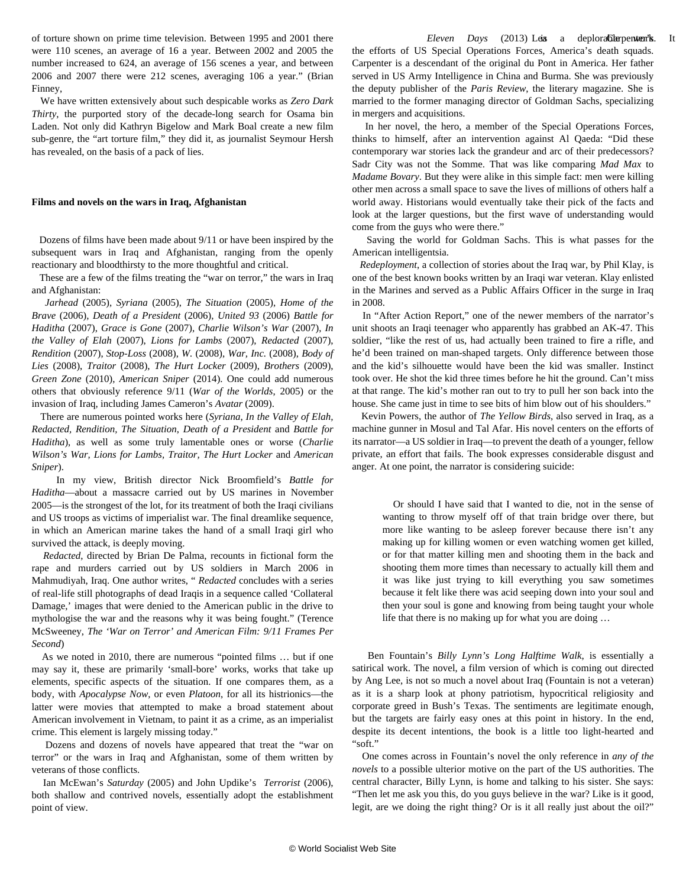of torture shown on prime time television. Between 1995 and 2001 there were 110 scenes, an average of 16 a year. Between 2002 and 2005 the number increased to 624, an average of 156 scenes a year, and between 2006 and 2007 there were 212 scenes, averaging 106 a year." (Brian Finney,

We have written extensively about such despicable works as *Zero Dark Thirty*, the purported story of the decade-long search for Osama bin Laden. Not only did Kathryn Bigelow and Mark Boal create a new film sub-genre, the "art torture film," they did it, as journalist Seymour Hersh has revealed, on the basis of a pack of lies.

**Films and novels on the wars in Iraq, Afghanistan**

Dozens of films have been made about 9/11 or have been inspired by the subsequent wars in Iraq and Afghanistan, ranging from the openly reactionary and bloodthirsty to the more thoughtful and critical.

These are a few of the films treating the "war on terror," the wars in Iraq and Afghanistan:

*Jarhead* (2005), *Syriana* (2005), *The Situation* (2005), *Home of the Brave* (2006), *Death of a President* (2006), *United 93* (2006) *Battle for Haditha* (2007), *Grace is Gone* (2007), *Charlie Wilson's War* (2007), *In the Valley of Elah* (2007), *Lions for Lambs* (2007), *Redacted* (2007), *Rendition* (2007), *Stop-Loss* (2008), *W.* (2008), *War, Inc.* (2008), *Body of Lies* (2008), *Traitor* (2008), *The Hurt Locker* (2009), *Brothers* (2009), *Green Zone* (2010), *American Sniper* (2014). One could add numerous others that obviously reference 9/11 (*War of the Worlds*, 2005) or the invasion of Iraq, including James Cameron's *Avatar* (2009).

There are numerous pointed works here (*Syriana, In the Valley of Elah, Redacted, Rendition, The Situation, Death of a President* and *Battle for Haditha*), as well as some truly lamentable ones or worse (*Charlie Wilson's War, Lions for Lambs, Traitor, The Hurt Locker* and *American Sniper*).

In my view, British director Nick Broomfield's *Battle for Haditha*—about a massacre carried out by US marines in November 2005—is the strongest of the lot, for its treatment of both the Iraqi civilians and US troops as victims of imperialist war. The final dreamlike sequence, in which an American marine takes the hand of a small Iraqi girl who survived the attack, is deeply moving.

*Redacted*, directed by Brian De Palma, recounts in fictional form the rape and murders carried out by US soldiers in March 2006 in Mahmudiyah, Iraq. One author writes, " *Redacted* concludes with a series of real-life still photographs of dead Iraqis in a sequence called 'Collateral Damage,' images that were denied to the American public in the drive to mythologise the war and the reasons why it was being fought." (Terence McSweeney, *The 'War on Terror' and American Film: 9/11 Frames Per Second*)

As we noted in 2010, there are numerous "pointed films … but if one may say it, these are primarily 'small-bore' works, works that take up elements, specific aspects of the situation. If one compares them, as a body, with *Apocalypse Now*, or even *Platoon*, for all its histrionics—the latter were movies that attempted to make a broad statement about American involvement in Vietnam, to paint it as a crime, as an imperialist crime. This element is largely missing today."

Dozens and dozens of novels have appeared that treat the "war on terror" or the wars in Iraq and Afghanistan, some of them written by veterans of those conflicts.

Ian McEwan's *Saturday* (2005) and John Updike's *Terrorist* (2006), both shallow and contrived novels, essentially adopt the establishment point of view.

Lea Carpenter's *Eleven Days* (2013) is a deplorable work. It celebrates the efforts of US Special Operations Forces, America's death squads. Carpenter is a descendant of the original du Pont in America. Her father served in US Army Intelligence in China and Burma. She was previously the deputy publisher of the *Paris Review*, the literary magazine. She is married to the former managing director of Goldman Sachs, specializing in mergers and acquisitions.

In her novel, the hero, a member of the Special Operations Forces, thinks to himself, after an intervention against Al Qaeda: "Did these contemporary war stories lack the grandeur and arc of their predecessors? Sadr City was not the Somme. That was like comparing *Mad Max* to *Madame Bovary*. But they were alike in this simple fact: men were killing other men across a small space to save the lives of millions of others half a world away. Historians would eventually take their pick of the facts and look at the larger questions, but the first wave of understanding would come from the guys who were there."

Saving the world for Goldman Sachs. This is what passes for the American intelligentsia.

*Redeployment*, a collection of stories about the Iraq war, by Phil Klay, is one of the best known books written by an Iraqi war veteran. Klay enlisted in the Marines and served as a Public Affairs Officer in the surge in Iraq in 2008.

In "After Action Report," one of the newer members of the narrator's unit shoots an Iraqi teenager who apparently has grabbed an AK-47. This soldier, "like the rest of us, had actually been trained to fire a rifle, and he'd been trained on man-shaped targets. Only difference between those and the kid's silhouette would have been the kid was smaller. Instinct took over. He shot the kid three times before he hit the ground. Can't miss at that range. The kid's mother ran out to try to pull her son back into the house. She came just in time to see bits of him blow out of his shoulders."

Kevin Powers, the author of *The Yellow Birds*, also served in Iraq, as a machine gunner in Mosul and Tal Afar. His novel centers on the efforts of its narrator—a US soldier in Iraq—to prevent the death of a younger, fellow private, an effort that fails. The book expresses considerable disgust and anger. At one point, the narrator is considering suicide:

> Or should I have said that I wanted to die, not in the sense of wanting to throw myself off of that train bridge over there, but more like wanting to be asleep forever because there isn't any making up for killing women or even watching women get killed, or for that matter killing men and shooting them in the back and shooting them more times than necessary to actually kill them and it was like just trying to kill everything you saw sometimes because it felt like there was acid seeping down into your soul and then your soul is gone and knowing from being taught your whole life that there is no making up for what you are doing …

Ben Fountain's *Billy Lynn's Long Halftime Walk*, is essentially a satirical work. The novel, a film version of which is coming out directed by Ang Lee, is not so much a novel about Iraq (Fountain is not a veteran) as it is a sharp look at phony patriotism, hypocritical religiosity and corporate greed in Bush's Texas. The sentiments are legitimate enough, but the targets are fairly easy ones at this point in history. In the end, despite its decent intentions, the book is a little too light-hearted and "soft."

One comes across in Fountain's novel the only reference in *any of the novels* to a possible ulterior motive on the part of the US authorities. The central character, Billy Lynn, is home and talking to his sister. She says: "Then let me ask you this, do you guys believe in the war? Like is it good, legit, are we doing the right thing? Or is it all really just about the oil?"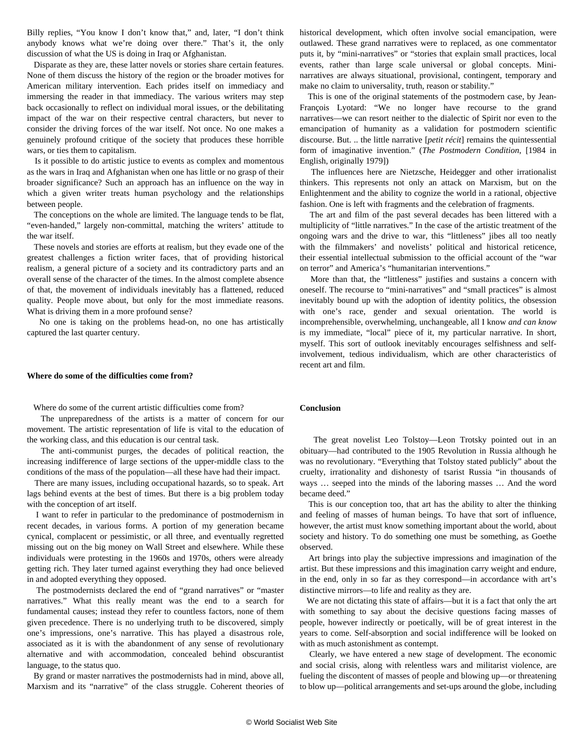Billy replies, "You know I don't know that," and, later, "I don't think anybody knows what we're doing over there." That's it, the only discussion of what the US is doing in Iraq or Afghanistan.

Disparate as they are, these latter novels or stories share certain features. None of them discuss the history of the region or the broader motives for American military intervention. Each prides itself on immediacy and immersing the reader in that immediacy. The various writers may step back occasionally to reflect on individual moral issues, or the debilitating impact of the war on their respective central characters, but never to consider the driving forces of the war itself. Not once. No one makes a genuinely profound critique of the society that produces these horrible wars, or ties them to capitalism.

Is it possible to do artistic justice to events as complex and momentous as the wars in Iraq and Afghanistan when one has little or no grasp of their broader significance? Such an approach has an influence on the way in which a given writer treats human psychology and the relationships between people.

The conceptions on the whole are limited. The language tends to be flat, "even-handed," largely non-committal, matching the writers' attitude to the war itself.

These novels and stories are efforts at realism, but they evade one of the greatest challenges a fiction writer faces, that of providing historical realism, a general picture of a society and its contradictory parts and an overall sense of the character of the times. In the almost complete absence of that, the movement of individuals inevitably has a flattened, reduced quality. People move about, but only for the most immediate reasons. What is driving them in a more profound sense?

No one is taking on the problems head-on, no one has artistically captured the last quarter century.

**Where do some of the difficulties come from?**

Where do some of the current artistic difficulties come from?

The unpreparedness of the artists is a matter of concern for our movement. The artistic representation of life is vital to the education of the working class, and this education is our central task.

The anti-communist purges, the decades of political reaction, the increasing indifference of large sections of the upper-middle class to the conditions of the mass of the population—all these have had their impact.

There are many issues, including occupational hazards, so to speak. Art lags behind events at the best of times. But there is a big problem today with the conception of art itself.

I want to refer in particular to the predominance of postmodernism in recent decades, in various forms. A portion of my generation became cynical, complacent or pessimistic, or all three, and eventually regretted missing out on the big money on Wall Street and elsewhere. While these individuals were protesting in the 1960s and 1970s, others were already getting rich. They later turned against everything they had once believed in and adopted everything they opposed.

The postmodernists declared the end of "grand narratives" or "master narratives." What this really meant was the end to a search for fundamental causes; instead they refer to countless factors, none of them given precedence. There is no underlying truth to be discovered, simply one's impressions, one's narrative. This has played a disastrous role, associated as it is with the abandonment of any sense of revolutionary alternative and with accommodation, concealed behind obscurantist language, to the status quo.

By grand or master narratives the postmodernists had in mind, above all, Marxism and its "narrative" of the class struggle. Coherent theories of historical development, which often involve social emancipation, were outlawed. These grand narratives were to replaced, as one commentator puts it, by "mini-narratives" or "stories that explain small practices, local events, rather than large scale universal or global concepts. Mini-narratives are always situational, provisional, contingent, temporary and make no claim to universality, truth, reason or stability."

This is one of the original statements of the postmodern case, by Jean-François Lyotard: "We no longer have recourse to the grand narratives—we can resort neither to the dialectic of Spirit nor even to the emancipation of humanity as a validation for postmodern scientific discourse. But. .. the little narrative [*petit récit*] remains the quintessential form of imaginative invention." (*The Postmodern Condition*, [1984 in English, originally 1979])

The influences here are Nietzsche, Heidegger and other irrationalist thinkers. This represents not only an attack on Marxism, but on the Enlightenment and the ability to cognize the world in a rational, objective fashion. One is left with fragments and the celebration of fragments.

The art and film of the past several decades has been littered with a multiplicity of "little narratives." In the case of the artistic treatment of the ongoing wars and the drive to war, this "littleness" jibes all too neatly with the filmmakers' and novelists' political and historical reticence, their essential intellectual submission to the official account of the "war on terror" and America's "humanitarian interventions."

More than that, the "littleness" justifies and sustains a concern with oneself. The recourse to "mini-narratives" and "small practices" is almost inevitably bound up with the adoption of identity politics, the obsession with one's race, gender and sexual orientation. The world is incomprehensible, overwhelming, unchangeable, all I know *and can know* is my immediate, "local" piece of it, my particular narrative. In short, myself. This sort of outlook inevitably encourages selfishness and self-involvement, tedious individualism, which are other characteristics of recent art and film.

**Conclusion**

The great novelist Leo Tolstoy—Leon Trotsky pointed out in an obituary—had contributed to the 1905 Revolution in Russia although he was no revolutionary. "Everything that Tolstoy stated publicly" about the cruelty, irrationality and dishonesty of tsarist Russia "in thousands of ways … seeped into the minds of the laboring masses … And the word became deed."

This is our conception too, that art has the ability to alter the thinking and feeling of masses of human beings. To have that sort of influence, however, the artist must know something important about the world, about society and history. To do something one must be something, as Goethe observed.

Art brings into play the subjective impressions and imagination of the artist. But these impressions and this imagination carry weight and endure, in the end, only in so far as they correspond—in accordance with art's distinctive mirrors—to life and reality as they are.

We are not dictating this state of affairs—but it is a fact that only the art with something to say about the decisive questions facing masses of people, however indirectly or poetically, will be of great interest in the years to come. Self-absorption and social indifference will be looked on with as much astonishment as contempt.

Clearly, we have entered a new stage of development. The economic and social crisis, along with relentless wars and militarist violence, are fueling the discontent of masses of people and blowing up—or threatening to blow up—political arrangements and set-ups around the globe, including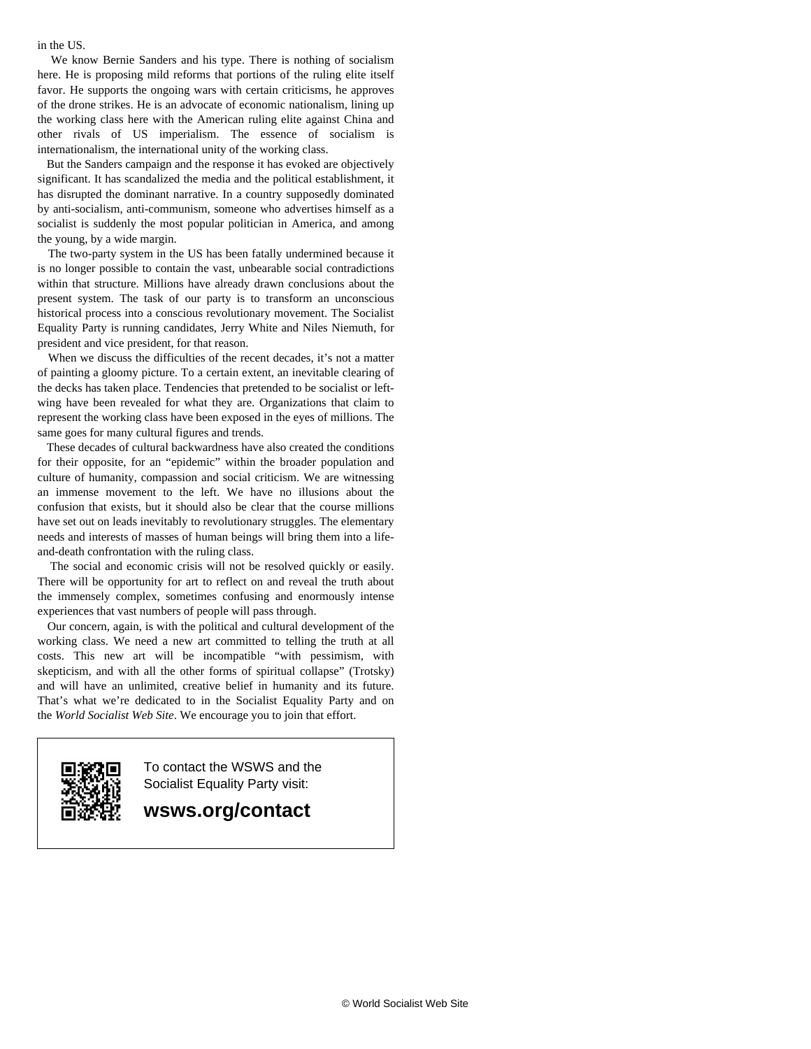in the US.

We know Bernie Sanders and his type. There is nothing of socialism here. He is proposing mild reforms that portions of the ruling elite itself favor. He supports the ongoing wars with certain criticisms, he approves of the drone strikes. He is an advocate of economic nationalism, lining up the working class here with the American ruling elite against China and other rivals of US imperialism. The essence of socialism is internationalism, the international unity of the working class.

But the Sanders campaign and the response it has evoked are objectively significant. It has scandalized the media and the political establishment, it has disrupted the dominant narrative. In a country supposedly dominated by anti-socialism, anti-communism, someone who advertises himself as a socialist is suddenly the most popular politician in America, and among the young, by a wide margin.

The two-party system in the US has been fatally undermined because it is no longer possible to contain the vast, unbearable social contradictions within that structure. Millions have already drawn conclusions about the present system. The task of our party is to transform an unconscious historical process into a conscious revolutionary movement. The Socialist Equality Party is running candidates, Jerry White and Niles Niemuth, for president and vice president, for that reason.

When we discuss the difficulties of the recent decades, it's not a matter of painting a gloomy picture. To a certain extent, an inevitable clearing of the decks has taken place. Tendencies that pretended to be socialist or left-wing have been revealed for what they are. Organizations that claim to represent the working class have been exposed in the eyes of millions. The same goes for many cultural figures and trends.

These decades of cultural backwardness have also created the conditions for their opposite, for an "epidemic" within the broader population and culture of humanity, compassion and social criticism. We are witnessing an immense movement to the left. We have no illusions about the confusion that exists, but it should also be clear that the course millions have set out on leads inevitably to revolutionary struggles. The elementary needs and interests of masses of human beings will bring them into a life-and-death confrontation with the ruling class.

The social and economic crisis will not be resolved quickly or easily. There will be opportunity for art to reflect on and reveal the truth about the immensely complex, sometimes confusing and enormously intense experiences that vast numbers of people will pass through.

Our concern, again, is with the political and cultural development of the working class. We need a new art committed to telling the truth at all costs. This new art will be incompatible "with pessimism, with skepticism, and with all the other forms of spiritual collapse" (Trotsky) and will have an unlimited, creative belief in humanity and its future. That's what we're dedicated to in the Socialist Equality Party and on the *World Socialist Web Site*. We encourage you to join that effort.

To contact the WSWS and the Socialist Equality Party visit:

**wsws.org/contact**

© World Socialist Web Site